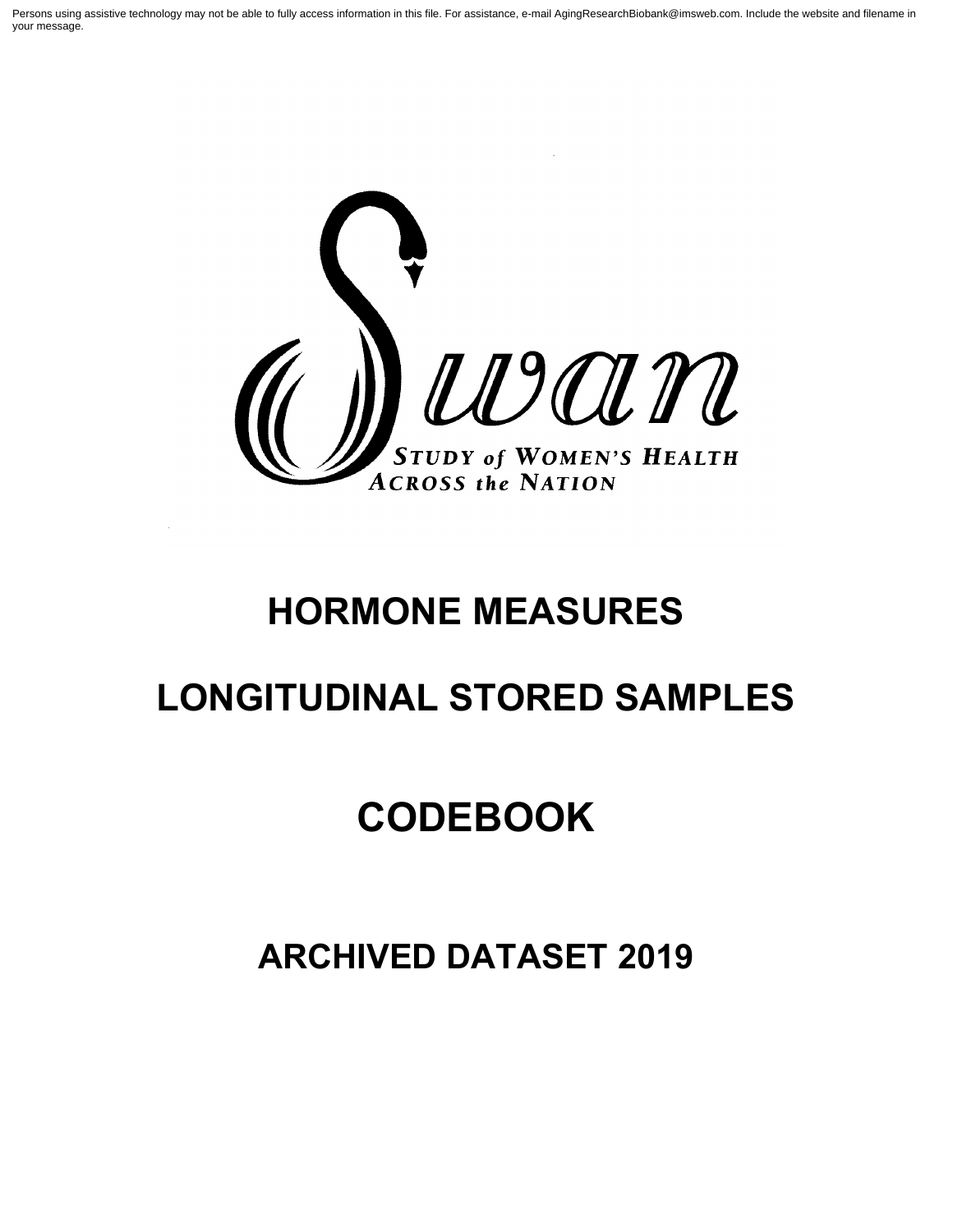Persons using assistive technology may not be able to fully access information in this file. For assistance, e-mail AgingResearchBiobank@imsweb.com. Include the website and filename in your message.

Swan

STUDY of WOMEN'S HEALTH ACROSS the NATION

# HORMONE MEASURES

# LONGITUDINAL STORED SAMPLES

# CODEBOOK

## ARCHIVED DATASET 2019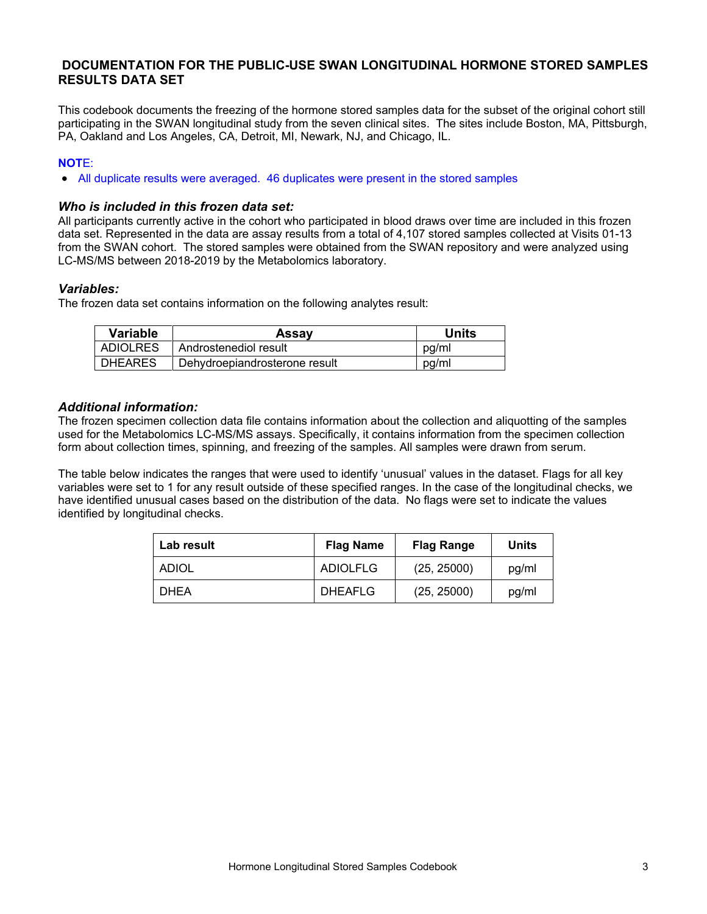# DOCUMENTATION FOR THE PUBLIC-USE SWAN LONGITUDINAL HORMONE STORED SAMPLES RESULTS DATA SET

This codebook documents the freezing of the hormone stored samples data for the subset of the original cohort still participating in the SWAN longitudinal study from the seven clinical sites. The sites include Boston, MA, Pittsburgh, PA, Oakland and Los Angeles, CA, Detroit, MI, Newark, NJ, and Chicago, IL.

**NOTE**:

- All duplicate results were averaged. 46 duplicates were present in the stored samples

### *Who is included in this frozen data set:*

All participants currently active in the cohort who participated in blood draws over time are included in this frozen data set. Represented in the data are assay results from a total of 4,107 stored samples collected at Visits 01-13 from the SWAN cohort. The stored samples were obtained from the SWAN repository and were analyzed using LC-MS/MS between 2018-2019 by the Metabolomics laboratory.

### *Variables:*

The frozen data set contains information on the following analytes result:

| Variable | Assay | Units |
|---|---|---|
| ADIOLRES | Androstenediol result | pg/ml |
| DHEARES | Dehydroepiandrosterone result | pg/ml |

### *Additional information:*

The frozen specimen collection data file contains information about the collection and aliquotting of the samples used for the Metabolomics LC-MS/MS assays. Specifically, it contains information from the specimen collection form about collection times, spinning, and freezing of the samples. All samples were drawn from serum.

The table below indicates the ranges that were used to identify 'unusual' values in the dataset. Flags for all key variables were set to 1 for any result outside of these specified ranges. In the case of the longitudinal checks, we have identified unusual cases based on the distribution of the data. No flags were set to indicate the values identified by longitudinal checks.

| Lab result | Flag Name | Flag Range | Units |
|---|---|---|---|
| ADIOL | ADIOLFLG | (25, 25000) | pg/ml |
| DHEA | DHEAFLG | (25, 25000) | pg/ml |